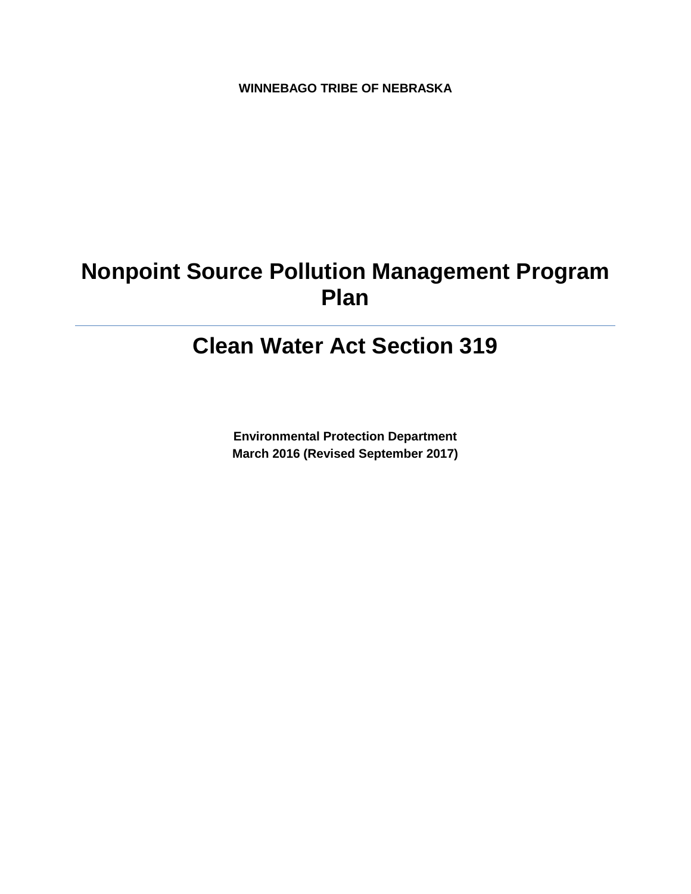**WINNEBAGO TRIBE OF NEBRASKA**

# Nonpoint Source Pollution Management Program Plan

---

# Clean Water Act Section 319

**Environmental Protection Department**
**March 2016 (Revised September 2017)**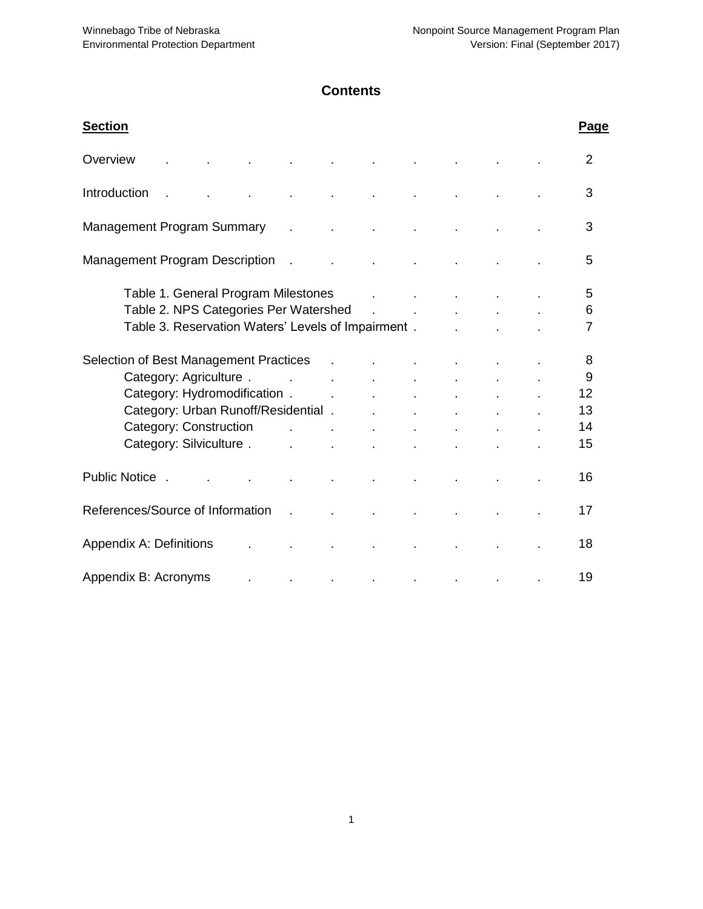# Contents

| Section | Page |
| --- | --- |
| Overview | 2 |
| Introduction | 3 |
| Management Program Summary | 3 |
| Management Program Description | 5 |
| Table 1. General Program Milestones | 5 |
| Table 2. NPS Categories Per Watershed | 6 |
| Table 3. Reservation Waters' Levels of Impairment | 7 |
| Selection of Best Management Practices | 8 |
| Category: Agriculture | 9 |
| Category: Hydromodification | 12 |
| Category: Urban Runoff/Residential | 13 |
| Category: Construction | 14 |
| Category: Silviculture | 15 |
| Public Notice | 16 |
| References/Source of Information | 17 |
| Appendix A: Definitions | 18 |
| Appendix B: Acronyms | 19 |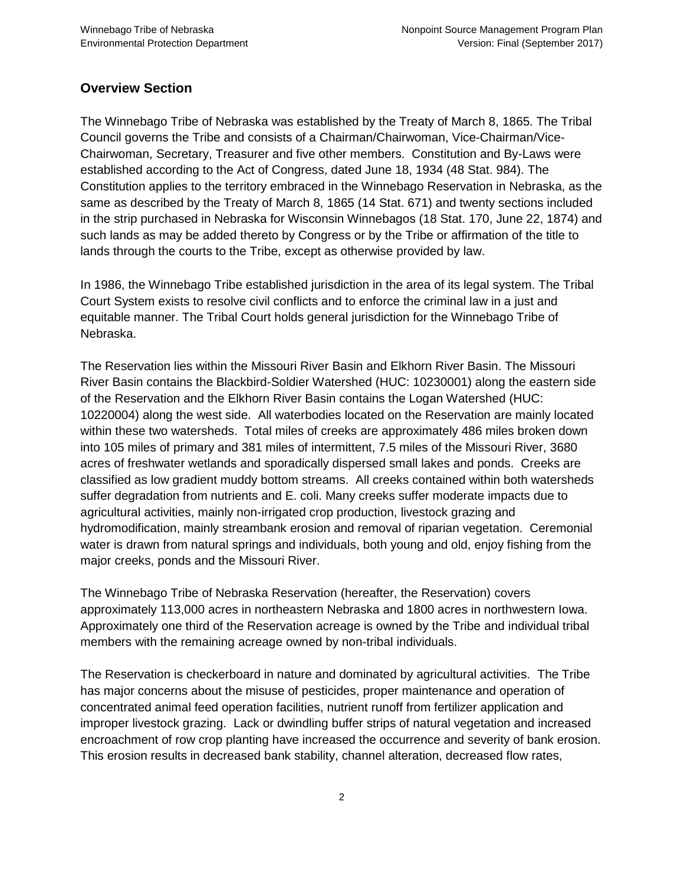## Overview Section

The Winnebago Tribe of Nebraska was established by the Treaty of March 8, 1865. The Tribal Council governs the Tribe and consists of a Chairman/Chairwoman, Vice-Chairman/Vice-Chairwoman, Secretary, Treasurer and five other members. Constitution and By-Laws were established according to the Act of Congress, dated June 18, 1934 (48 Stat. 984). The Constitution applies to the territory embraced in the Winnebago Reservation in Nebraska, as the same as described by the Treaty of March 8, 1865 (14 Stat. 671) and twenty sections included in the strip purchased in Nebraska for Wisconsin Winnebagos (18 Stat. 170, June 22, 1874) and such lands as may be added thereto by Congress or by the Tribe or affirmation of the title to lands through the courts to the Tribe, except as otherwise provided by law.

In 1986, the Winnebago Tribe established jurisdiction in the area of its legal system. The Tribal Court System exists to resolve civil conflicts and to enforce the criminal law in a just and equitable manner. The Tribal Court holds general jurisdiction for the Winnebago Tribe of Nebraska.

The Reservation lies within the Missouri River Basin and Elkhorn River Basin. The Missouri River Basin contains the Blackbird-Soldier Watershed (HUC: 10230001) along the eastern side of the Reservation and the Elkhorn River Basin contains the Logan Watershed (HUC: 10220004) along the west side. All waterbodies located on the Reservation are mainly located within these two watersheds. Total miles of creeks are approximately 486 miles broken down into 105 miles of primary and 381 miles of intermittent, 7.5 miles of the Missouri River, 3680 acres of freshwater wetlands and sporadically dispersed small lakes and ponds. Creeks are classified as low gradient muddy bottom streams. All creeks contained within both watersheds suffer degradation from nutrients and E. coli. Many creeks suffer moderate impacts due to agricultural activities, mainly non-irrigated crop production, livestock grazing and hydromodification, mainly streambank erosion and removal of riparian vegetation. Ceremonial water is drawn from natural springs and individuals, both young and old, enjoy fishing from the major creeks, ponds and the Missouri River.

The Winnebago Tribe of Nebraska Reservation (hereafter, the Reservation) covers approximately 113,000 acres in northeastern Nebraska and 1800 acres in northwestern Iowa. Approximately one third of the Reservation acreage is owned by the Tribe and individual tribal members with the remaining acreage owned by non-tribal individuals.

The Reservation is checkerboard in nature and dominated by agricultural activities. The Tribe has major concerns about the misuse of pesticides, proper maintenance and operation of concentrated animal feed operation facilities, nutrient runoff from fertilizer application and improper livestock grazing. Lack or dwindling buffer strips of natural vegetation and increased encroachment of row crop planting have increased the occurrence and severity of bank erosion. This erosion results in decreased bank stability, channel alteration, decreased flow rates,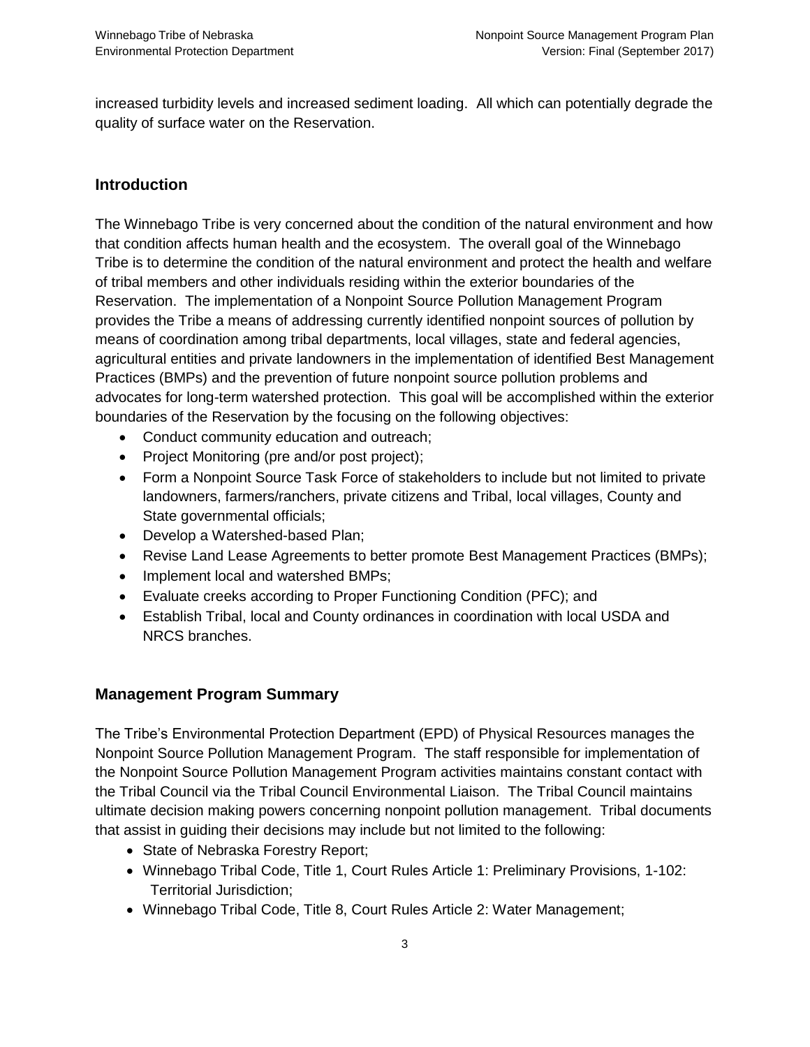increased turbidity levels and increased sediment loading. All which can potentially degrade the quality of surface water on the Reservation.

## Introduction

The Winnebago Tribe is very concerned about the condition of the natural environment and how that condition affects human health and the ecosystem. The overall goal of the Winnebago Tribe is to determine the condition of the natural environment and protect the health and welfare of tribal members and other individuals residing within the exterior boundaries of the Reservation. The implementation of a Nonpoint Source Pollution Management Program provides the Tribe a means of addressing currently identified nonpoint sources of pollution by means of coordination among tribal departments, local villages, state and federal agencies, agricultural entities and private landowners in the implementation of identified Best Management Practices (BMPs) and the prevention of future nonpoint source pollution problems and advocates for long-term watershed protection. This goal will be accomplished within the exterior boundaries of the Reservation by the focusing on the following objectives:

- Conduct community education and outreach;
- Project Monitoring (pre and/or post project);
- Form a Nonpoint Source Task Force of stakeholders to include but not limited to private landowners, farmers/ranchers, private citizens and Tribal, local villages, County and State governmental officials;
- Develop a Watershed-based Plan;
- Revise Land Lease Agreements to better promote Best Management Practices (BMPs);
- Implement local and watershed BMPs;
- Evaluate creeks according to Proper Functioning Condition (PFC); and
- Establish Tribal, local and County ordinances in coordination with local USDA and NRCS branches.

## Management Program Summary

The Tribe's Environmental Protection Department (EPD) of Physical Resources manages the Nonpoint Source Pollution Management Program. The staff responsible for implementation of the Nonpoint Source Pollution Management Program activities maintains constant contact with the Tribal Council via the Tribal Council Environmental Liaison. The Tribal Council maintains ultimate decision making powers concerning nonpoint pollution management. Tribal documents that assist in guiding their decisions may include but not limited to the following:

- State of Nebraska Forestry Report;
- Winnebago Tribal Code, Title 1, Court Rules Article 1: Preliminary Provisions, 1-102: Territorial Jurisdiction;
- Winnebago Tribal Code, Title 8, Court Rules Article 2: Water Management;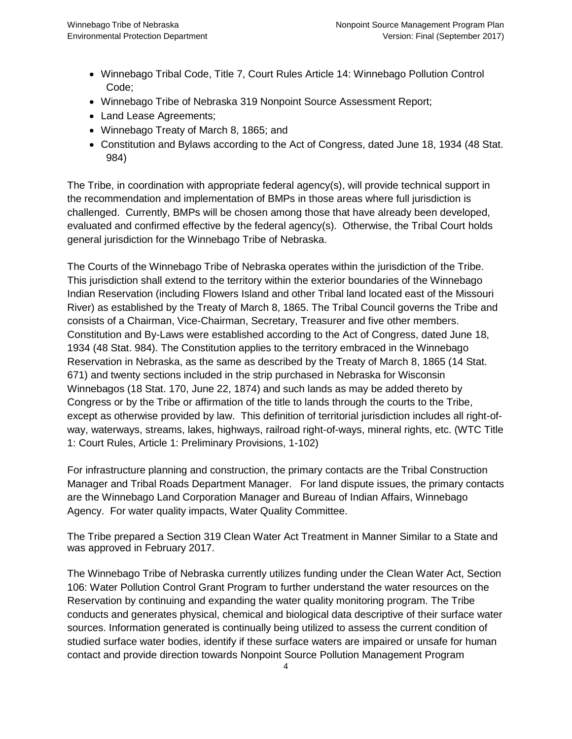- Winnebago Tribal Code, Title 7, Court Rules Article 14: Winnebago Pollution Control Code;
- Winnebago Tribe of Nebraska 319 Nonpoint Source Assessment Report;
- Land Lease Agreements;
- Winnebago Treaty of March 8, 1865; and
- Constitution and Bylaws according to the Act of Congress, dated June 18, 1934 (48 Stat. 984)

The Tribe, in coordination with appropriate federal agency(s), will provide technical support in the recommendation and implementation of BMPs in those areas where full jurisdiction is challenged. Currently, BMPs will be chosen among those that have already been developed, evaluated and confirmed effective by the federal agency(s). Otherwise, the Tribal Court holds general jurisdiction for the Winnebago Tribe of Nebraska.

The Courts of the Winnebago Tribe of Nebraska operates within the jurisdiction of the Tribe. This jurisdiction shall extend to the territory within the exterior boundaries of the Winnebago Indian Reservation (including Flowers Island and other Tribal land located east of the Missouri River) as established by the Treaty of March 8, 1865. The Tribal Council governs the Tribe and consists of a Chairman, Vice-Chairman, Secretary, Treasurer and five other members. Constitution and By-Laws were established according to the Act of Congress, dated June 18, 1934 (48 Stat. 984). The Constitution applies to the territory embraced in the Winnebago Reservation in Nebraska, as the same as described by the Treaty of March 8, 1865 (14 Stat. 671) and twenty sections included in the strip purchased in Nebraska for Wisconsin Winnebagos (18 Stat. 170, June 22, 1874) and such lands as may be added thereto by Congress or by the Tribe or affirmation of the title to lands through the courts to the Tribe, except as otherwise provided by law. This definition of territorial jurisdiction includes all right-of-way, waterways, streams, lakes, highways, railroad right-of-ways, mineral rights, etc. (WTC Title 1: Court Rules, Article 1: Preliminary Provisions, 1-102)

For infrastructure planning and construction, the primary contacts are the Tribal Construction Manager and Tribal Roads Department Manager. For land dispute issues, the primary contacts are the Winnebago Land Corporation Manager and Bureau of Indian Affairs, Winnebago Agency. For water quality impacts, Water Quality Committee.

The Tribe prepared a Section 319 Clean Water Act Treatment in Manner Similar to a State and was approved in February 2017.

The Winnebago Tribe of Nebraska currently utilizes funding under the Clean Water Act, Section 106: Water Pollution Control Grant Program to further understand the water resources on the Reservation by continuing and expanding the water quality monitoring program. The Tribe conducts and generates physical, chemical and biological data descriptive of their surface water sources. Information generated is continually being utilized to assess the current condition of studied surface water bodies, identify if these surface waters are impaired or unsafe for human contact and provide direction towards Nonpoint Source Pollution Management Program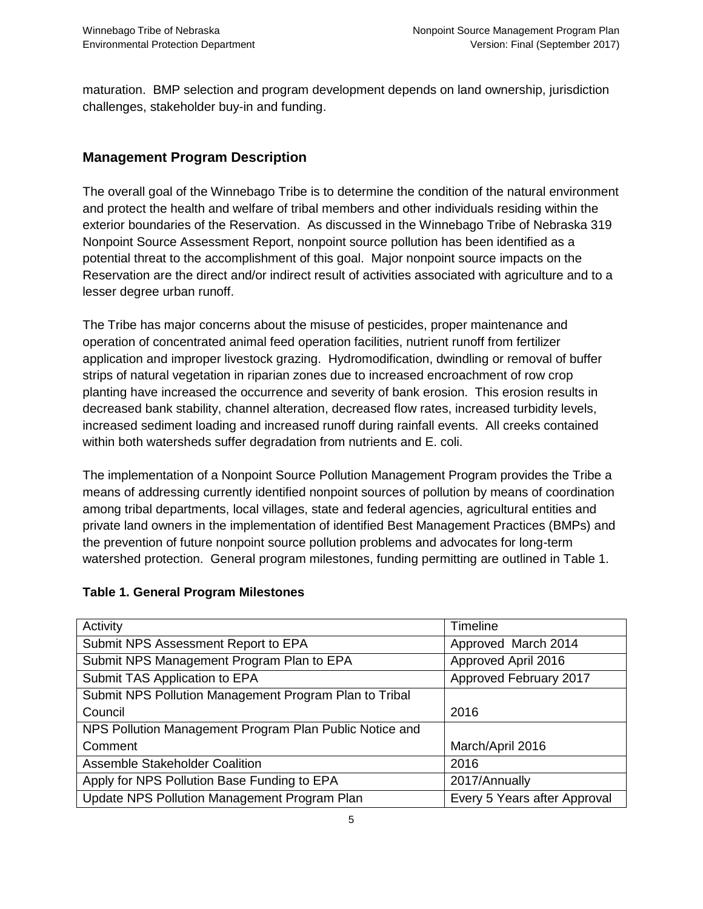maturation. BMP selection and program development depends on land ownership, jurisdiction challenges, stakeholder buy-in and funding.

## Management Program Description

The overall goal of the Winnebago Tribe is to determine the condition of the natural environment and protect the health and welfare of tribal members and other individuals residing within the exterior boundaries of the Reservation. As discussed in the Winnebago Tribe of Nebraska 319 Nonpoint Source Assessment Report, nonpoint source pollution has been identified as a potential threat to the accomplishment of this goal. Major nonpoint source impacts on the Reservation are the direct and/or indirect result of activities associated with agriculture and to a lesser degree urban runoff.

The Tribe has major concerns about the misuse of pesticides, proper maintenance and operation of concentrated animal feed operation facilities, nutrient runoff from fertilizer application and improper livestock grazing. Hydromodification, dwindling or removal of buffer strips of natural vegetation in riparian zones due to increased encroachment of row crop planting have increased the occurrence and severity of bank erosion. This erosion results in decreased bank stability, channel alteration, decreased flow rates, increased turbidity levels, increased sediment loading and increased runoff during rainfall events. All creeks contained within both watersheds suffer degradation from nutrients and E. coli.

The implementation of a Nonpoint Source Pollution Management Program provides the Tribe a means of addressing currently identified nonpoint sources of pollution by means of coordination among tribal departments, local villages, state and federal agencies, agricultural entities and private land owners in the implementation of identified Best Management Practices (BMPs) and the prevention of future nonpoint source pollution problems and advocates for long-term watershed protection. General program milestones, funding permitting are outlined in Table 1.

**Table 1. General Program Milestones**

| Activity | Timeline |
| --- | --- |
| Submit NPS Assessment Report to EPA | Approved March 2014 |
| Submit NPS Management Program Plan to EPA | Approved April 2016 |
| Submit TAS Application to EPA | Approved February 2017 |
| Submit NPS Pollution Management Program Plan to Tribal Council | 2016 |
| NPS Pollution Management Program Plan Public Notice and Comment | March/April 2016 |
| Assemble Stakeholder Coalition | 2016 |
| Apply for NPS Pollution Base Funding to EPA | 2017/Annually |
| Update NPS Pollution Management Program Plan | Every 5 Years after Approval |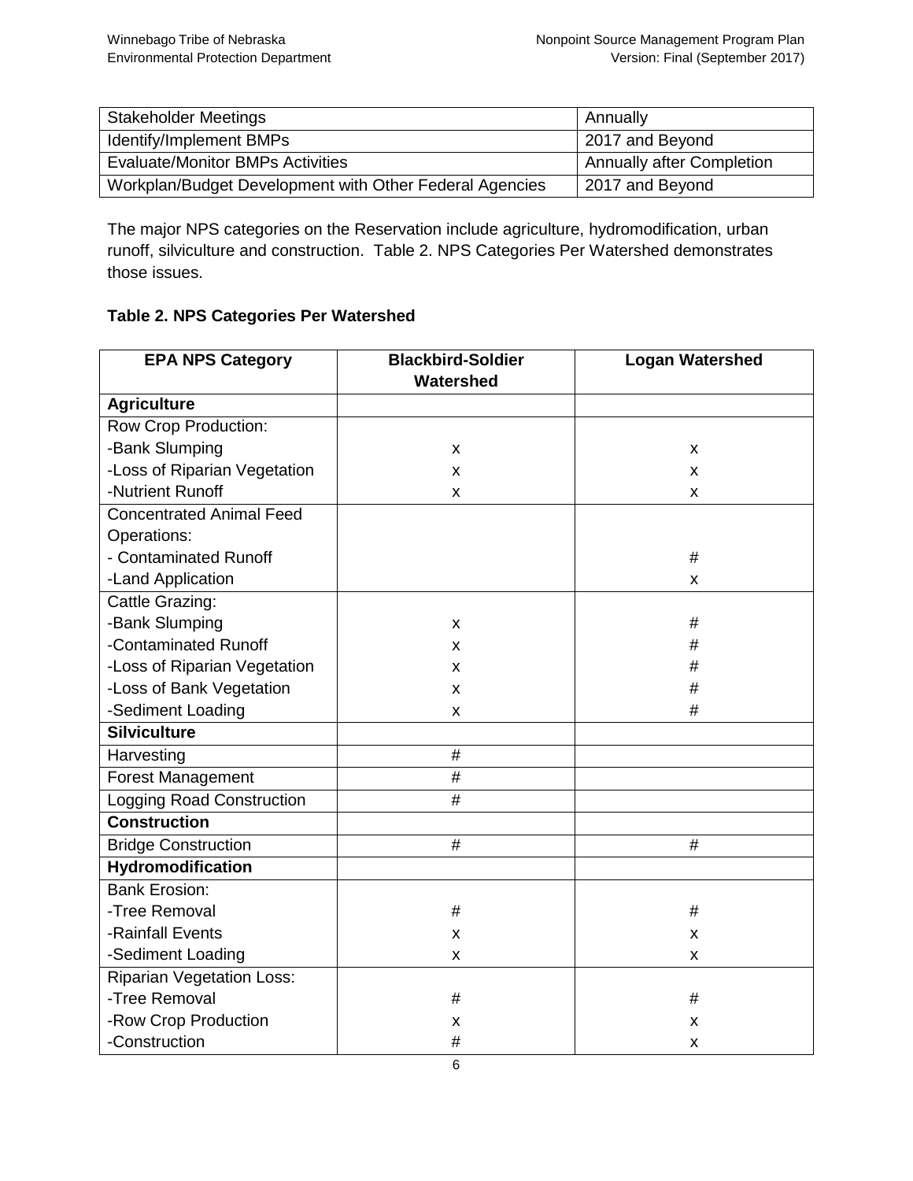| Stakeholder Meetings | Annually |
| --- | --- |
| Identify/Implement BMPs | 2017 and Beyond |
| Evaluate/Monitor BMPs Activities | Annually after Completion |
| Workplan/Budget Development with Other Federal Agencies | 2017 and Beyond |

The major NPS categories on the Reservation include agriculture, hydromodification, urban runoff, silviculture and construction. Table 2. NPS Categories Per Watershed demonstrates those issues.

**Table 2. NPS Categories Per Watershed**

| EPA NPS Category | Blackbird-Soldier Watershed | Logan Watershed |
| --- | --- | --- |
| **Agriculture** | | |
| Row Crop Production: | | |
| -Bank Slumping | x | x |
| -Loss of Riparian Vegetation | x | x |
| -Nutrient Runoff | x | x |
| Concentrated Animal Feed Operations: | | |
| - Contaminated Runoff | | # |
| -Land Application | | x |
| Cattle Grazing: | | |
| -Bank Slumping | x | # |
| -Contaminated Runoff | x | # |
| -Loss of Riparian Vegetation | x | # |
| -Loss of Bank Vegetation | x | # |
| -Sediment Loading | x | # |
| **Silviculture** | | |
| Harvesting | # | |
| Forest Management | # | |
| Logging Road Construction | # | |
| **Construction** | | |
| Bridge Construction | # | # |
| **Hydromodification** | | |
| Bank Erosion: | | |
| -Tree Removal | # | # |
| -Rainfall Events | x | x |
| -Sediment Loading | x | x |
| Riparian Vegetation Loss: | | |
| -Tree Removal | # | # |
| -Row Crop Production | x | x |
| -Construction | # | x |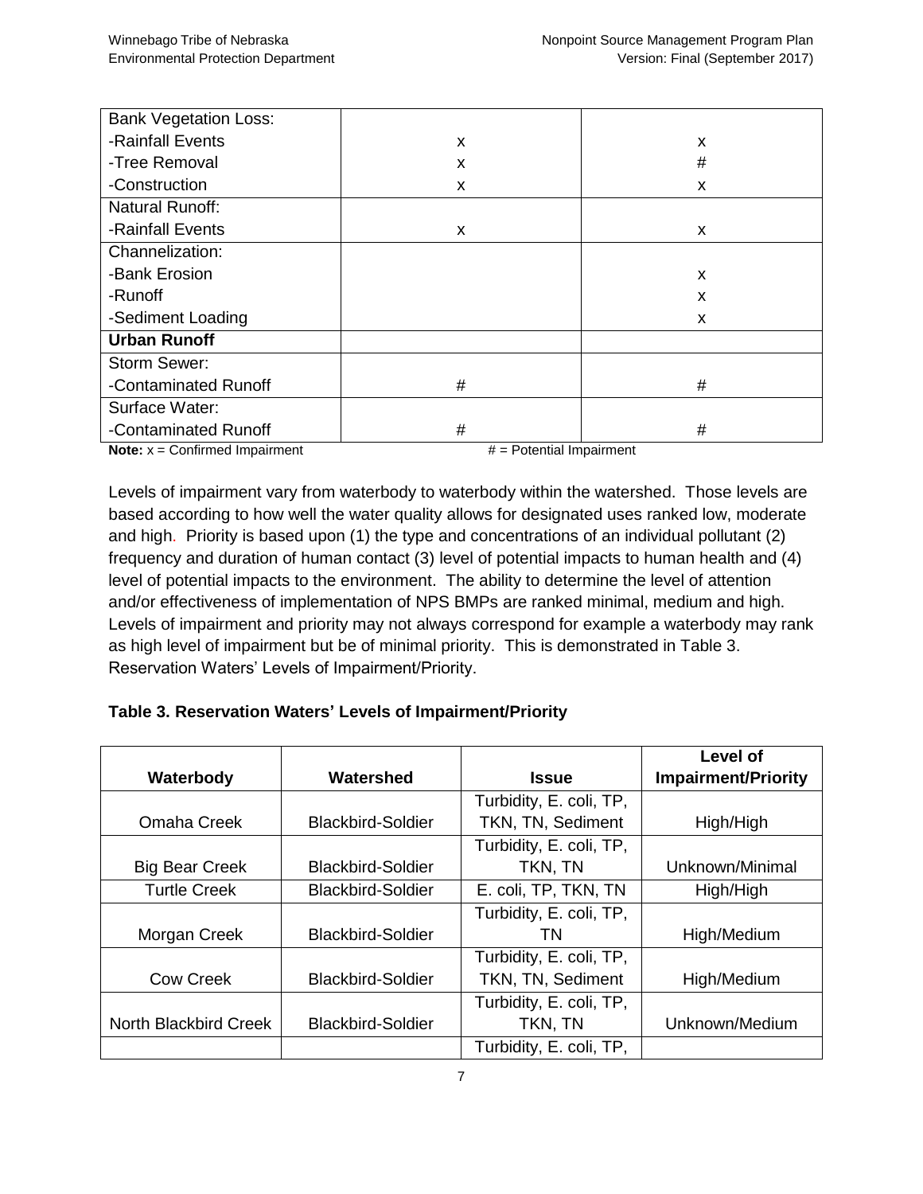| | | |
|---|---|---|
| Bank Vegetation Loss: | | |
| -Rainfall Events | x | x |
| -Tree Removal | x | # |
| -Construction | x | x |
| Natural Runoff: | | |
| -Rainfall Events | x | x |
| Channelization: | | |
| -Bank Erosion | | x |
| -Runoff | | x |
| -Sediment Loading | | x |
| **Urban Runoff** | | |
| Storm Sewer: | | |
| -Contaminated Runoff | # | # |
| Surface Water: | | |
| -Contaminated Runoff | # | # |

**Note:** x = Confirmed Impairment # = Potential Impairment

Levels of impairment vary from waterbody to waterbody within the watershed. Those levels are based according to how well the water quality allows for designated uses ranked low, moderate and high. Priority is based upon (1) the type and concentrations of an individual pollutant (2) frequency and duration of human contact (3) level of potential impacts to human health and (4) level of potential impacts to the environment. The ability to determine the level of attention and/or effectiveness of implementation of NPS BMPs are ranked minimal, medium and high. Levels of impairment and priority may not always correspond for example a waterbody may rank as high level of impairment but be of minimal priority. This is demonstrated in Table 3. Reservation Waters' Levels of Impairment/Priority.

**Table 3. Reservation Waters' Levels of Impairment/Priority**

| Waterbody | Watershed | Issue | Level of Impairment/Priority |
|---|---|---|---|
| Omaha Creek | Blackbird-Soldier | Turbidity, E. coli, TP, TKN, TN, Sediment | High/High |
| Big Bear Creek | Blackbird-Soldier | Turbidity, E. coli, TP, TKN, TN | Unknown/Minimal |
| Turtle Creek | Blackbird-Soldier | E. coli, TP, TKN, TN | High/High |
| Morgan Creek | Blackbird-Soldier | Turbidity, E. coli, TP, TN | High/Medium |
| Cow Creek | Blackbird-Soldier | Turbidity, E. coli, TP, TKN, TN, Sediment | High/Medium |
| North Blackbird Creek | Blackbird-Soldier | Turbidity, E. coli, TP, TKN, TN | Unknown/Medium |
| | | Turbidity, E. coli, TP, | |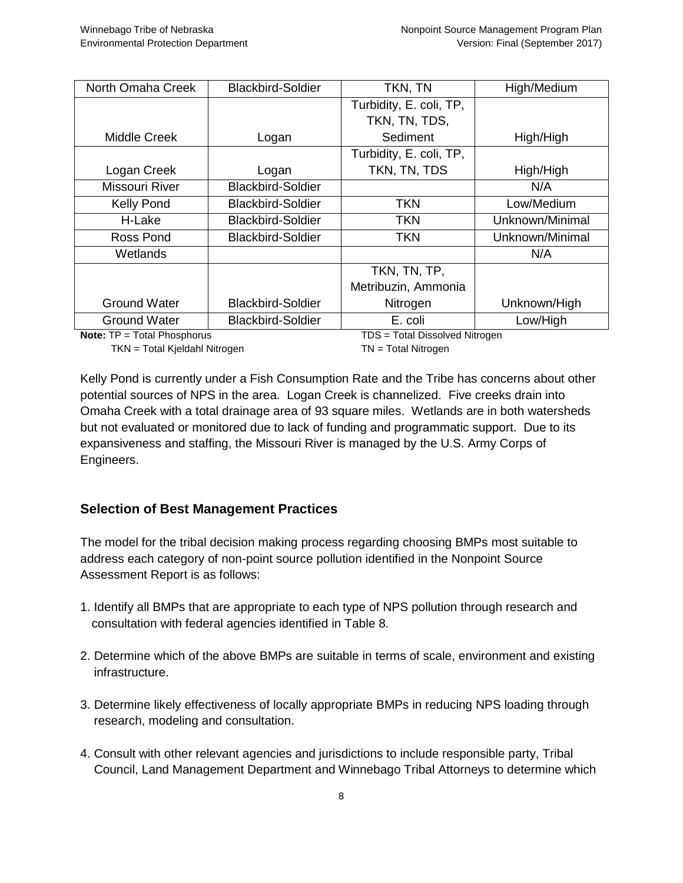| North Omaha Creek | Blackbird-Soldier | TKN, TN | High/Medium |
|---|---|---|---|
| Middle Creek | Logan | Turbidity, E. coli, TP, TKN, TN, TDS, Sediment | High/High |
| Logan Creek | Logan | Turbidity, E. coli, TP, TKN, TN, TDS | High/High |
| Missouri River | Blackbird-Soldier | | N/A |
| Kelly Pond | Blackbird-Soldier | TKN | Low/Medium |
| H-Lake | Blackbird-Soldier | TKN | Unknown/Minimal |
| Ross Pond | Blackbird-Soldier | TKN | Unknown/Minimal |
| Wetlands | | | N/A |
| Ground Water | Blackbird-Soldier | TKN, TN, TP, Metribuzin, Ammonia Nitrogen | Unknown/High |
| Ground Water | Blackbird-Soldier | E. coli | Low/High |

**Note:** TP = Total Phosphorus TDS = Total Dissolved Nitrogen
TKN = Total Kjeldahl Nitrogen TN = Total Nitrogen

Kelly Pond is currently under a Fish Consumption Rate and the Tribe has concerns about other potential sources of NPS in the area. Logan Creek is channelized. Five creeks drain into Omaha Creek with a total drainage area of 93 square miles. Wetlands are in both watersheds but not evaluated or monitored due to lack of funding and programmatic support. Due to its expansiveness and staffing, the Missouri River is managed by the U.S. Army Corps of Engineers.

## Selection of Best Management Practices

The model for the tribal decision making process regarding choosing BMPs most suitable to address each category of non-point source pollution identified in the Nonpoint Source Assessment Report is as follows:

1. Identify all BMPs that are appropriate to each type of NPS pollution through research and consultation with federal agencies identified in Table 8.

2. Determine which of the above BMPs are suitable in terms of scale, environment and existing infrastructure.

3. Determine likely effectiveness of locally appropriate BMPs in reducing NPS loading through research, modeling and consultation.

4. Consult with other relevant agencies and jurisdictions to include responsible party, Tribal Council, Land Management Department and Winnebago Tribal Attorneys to determine which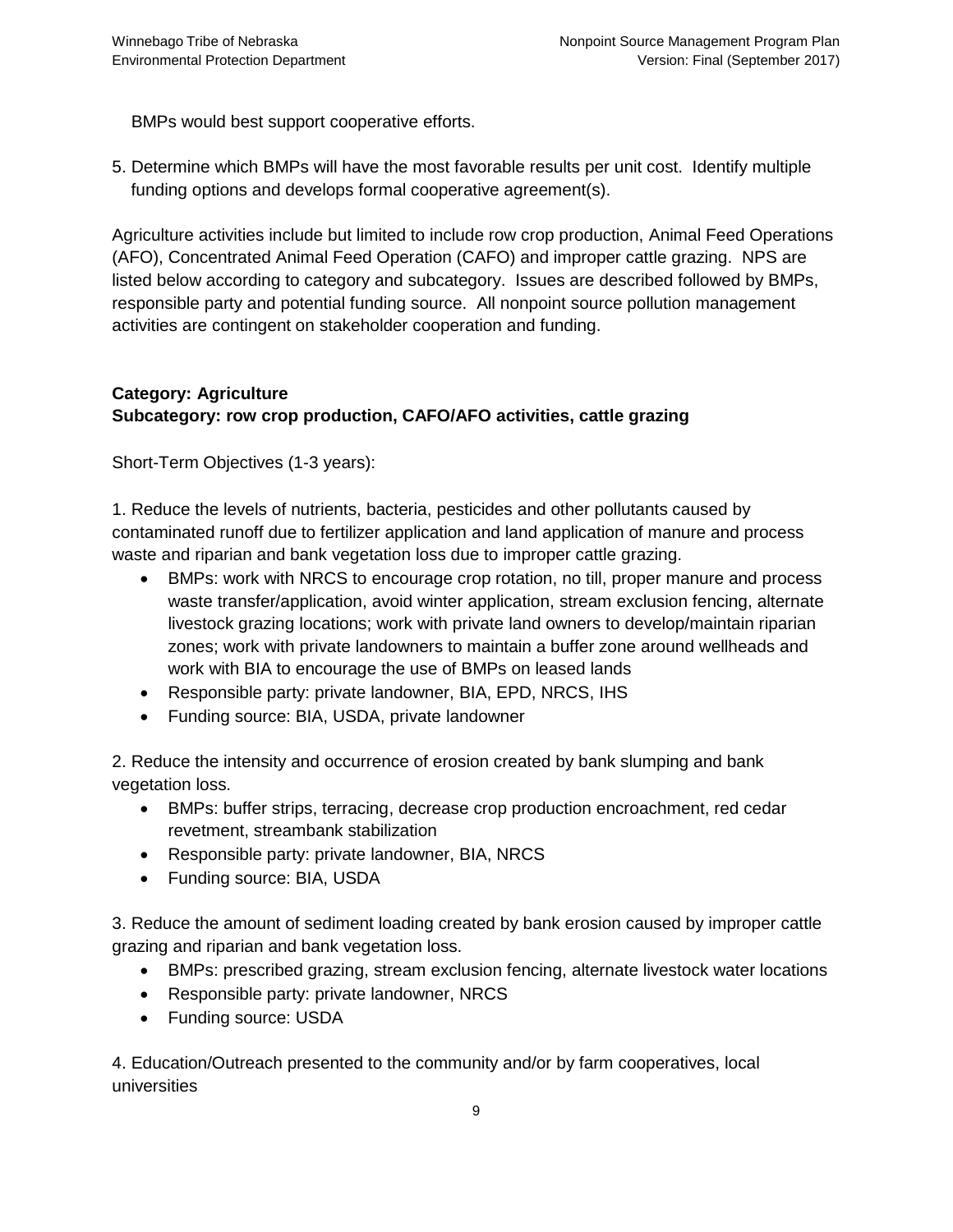BMPs would best support cooperative efforts.

5. Determine which BMPs will have the most favorable results per unit cost. Identify multiple funding options and develops formal cooperative agreement(s).

Agriculture activities include but limited to include row crop production, Animal Feed Operations (AFO), Concentrated Animal Feed Operation (CAFO) and improper cattle grazing. NPS are listed below according to category and subcategory. Issues are described followed by BMPs, responsible party and potential funding source. All nonpoint source pollution management activities are contingent on stakeholder cooperation and funding.

**Category: Agriculture**
**Subcategory: row crop production, CAFO/AFO activities, cattle grazing**

Short-Term Objectives (1-3 years):

1. Reduce the levels of nutrients, bacteria, pesticides and other pollutants caused by contaminated runoff due to fertilizer application and land application of manure and process waste and riparian and bank vegetation loss due to improper cattle grazing.
   - BMPs: work with NRCS to encourage crop rotation, no till, proper manure and process waste transfer/application, avoid winter application, stream exclusion fencing, alternate livestock grazing locations; work with private land owners to develop/maintain riparian zones; work with private landowners to maintain a buffer zone around wellheads and work with BIA to encourage the use of BMPs on leased lands
   - Responsible party: private landowner, BIA, EPD, NRCS, IHS
   - Funding source: BIA, USDA, private landowner

2. Reduce the intensity and occurrence of erosion created by bank slumping and bank vegetation loss.
   - BMPs: buffer strips, terracing, decrease crop production encroachment, red cedar revetment, streambank stabilization
   - Responsible party: private landowner, BIA, NRCS
   - Funding source: BIA, USDA

3. Reduce the amount of sediment loading created by bank erosion caused by improper cattle grazing and riparian and bank vegetation loss.
   - BMPs: prescribed grazing, stream exclusion fencing, alternate livestock water locations
   - Responsible party: private landowner, NRCS
   - Funding source: USDA

4. Education/Outreach presented to the community and/or by farm cooperatives, local universities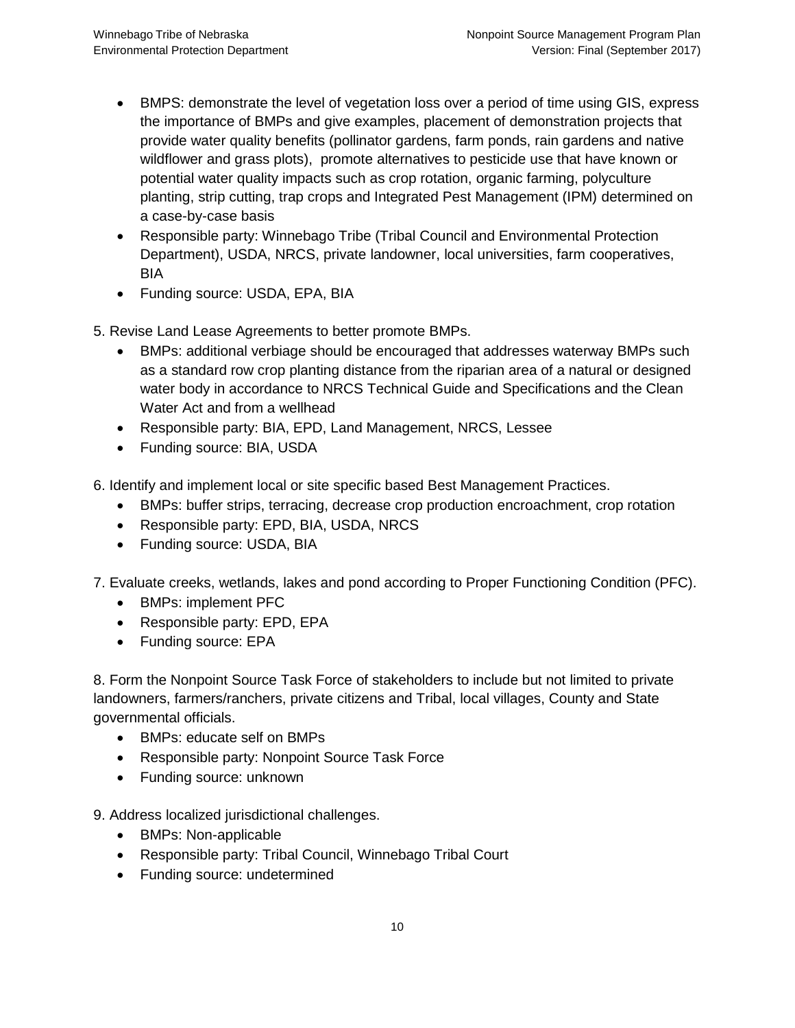- BMPS: demonstrate the level of vegetation loss over a period of time using GIS, express the importance of BMPs and give examples, placement of demonstration projects that provide water quality benefits (pollinator gardens, farm ponds, rain gardens and native wildflower and grass plots), promote alternatives to pesticide use that have known or potential water quality impacts such as crop rotation, organic farming, polyculture planting, strip cutting, trap crops and Integrated Pest Management (IPM) determined on a case-by-case basis
- Responsible party: Winnebago Tribe (Tribal Council and Environmental Protection Department), USDA, NRCS, private landowner, local universities, farm cooperatives, BIA
- Funding source: USDA, EPA, BIA

5. Revise Land Lease Agreements to better promote BMPs.
   - BMPs: additional verbiage should be encouraged that addresses waterway BMPs such as a standard row crop planting distance from the riparian area of a natural or designed water body in accordance to NRCS Technical Guide and Specifications and the Clean Water Act and from a wellhead
   - Responsible party: BIA, EPD, Land Management, NRCS, Lessee
   - Funding source: BIA, USDA

6. Identify and implement local or site specific based Best Management Practices.
   - BMPs: buffer strips, terracing, decrease crop production encroachment, crop rotation
   - Responsible party: EPD, BIA, USDA, NRCS
   - Funding source: USDA, BIA

7. Evaluate creeks, wetlands, lakes and pond according to Proper Functioning Condition (PFC).
   - BMPs: implement PFC
   - Responsible party: EPD, EPA
   - Funding source: EPA

8. Form the Nonpoint Source Task Force of stakeholders to include but not limited to private landowners, farmers/ranchers, private citizens and Tribal, local villages, County and State governmental officials.
   - BMPs: educate self on BMPs
   - Responsible party: Nonpoint Source Task Force
   - Funding source: unknown

9. Address localized jurisdictional challenges.
   - BMPs: Non-applicable
   - Responsible party: Tribal Council, Winnebago Tribal Court
   - Funding source: undetermined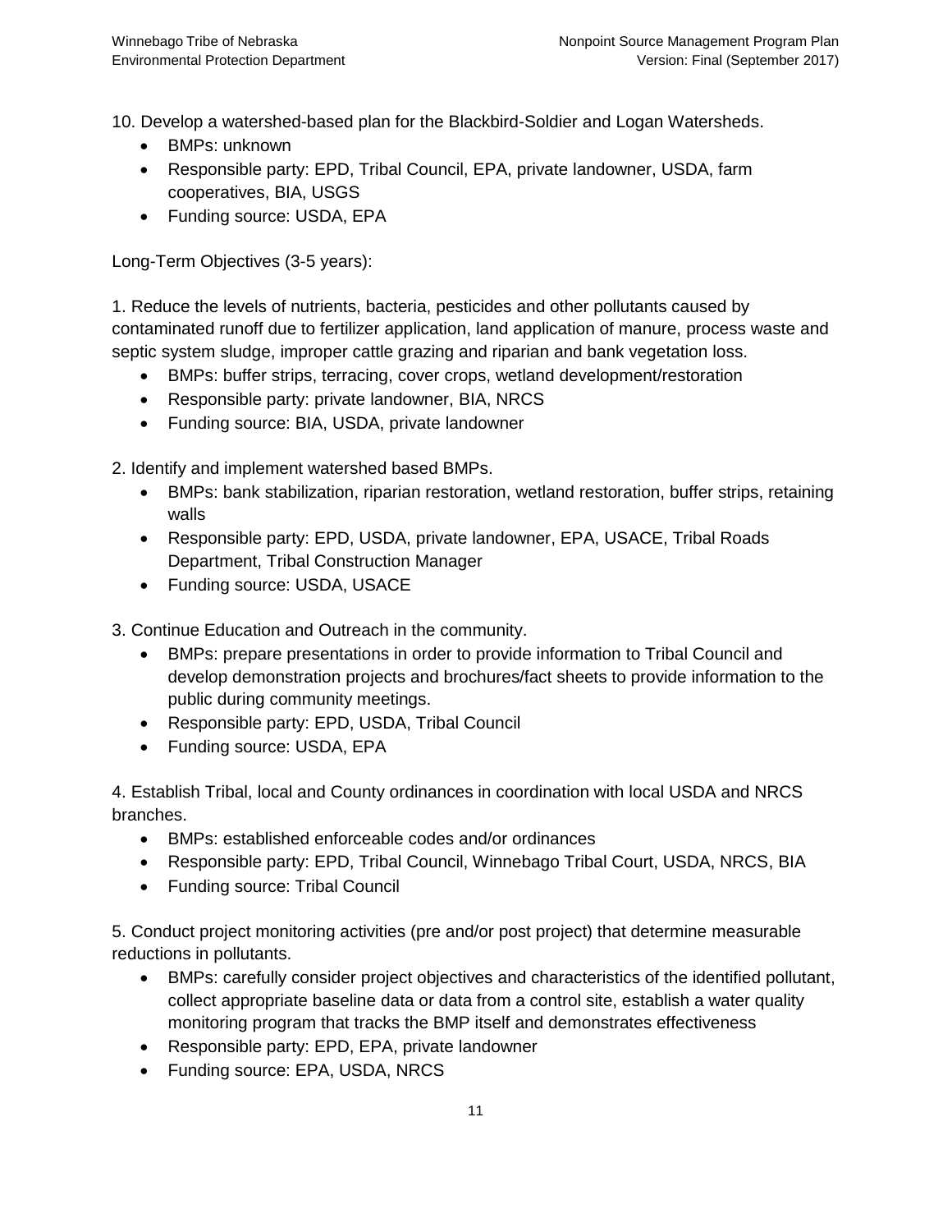10. Develop a watershed-based plan for the Blackbird-Soldier and Logan Watersheds.

- BMPs: unknown
- Responsible party: EPD, Tribal Council, EPA, private landowner, USDA, farm cooperatives, BIA, USGS
- Funding source: USDA, EPA

Long-Term Objectives (3-5 years):

1. Reduce the levels of nutrients, bacteria, pesticides and other pollutants caused by contaminated runoff due to fertilizer application, land application of manure, process waste and septic system sludge, improper cattle grazing and riparian and bank vegetation loss.

- BMPs: buffer strips, terracing, cover crops, wetland development/restoration
- Responsible party: private landowner, BIA, NRCS
- Funding source: BIA, USDA, private landowner

2. Identify and implement watershed based BMPs.

- BMPs: bank stabilization, riparian restoration, wetland restoration, buffer strips, retaining walls
- Responsible party: EPD, USDA, private landowner, EPA, USACE, Tribal Roads Department, Tribal Construction Manager
- Funding source: USDA, USACE

3. Continue Education and Outreach in the community.

- BMPs: prepare presentations in order to provide information to Tribal Council and develop demonstration projects and brochures/fact sheets to provide information to the public during community meetings.
- Responsible party: EPD, USDA, Tribal Council
- Funding source: USDA, EPA

4. Establish Tribal, local and County ordinances in coordination with local USDA and NRCS branches.

- BMPs: established enforceable codes and/or ordinances
- Responsible party: EPD, Tribal Council, Winnebago Tribal Court, USDA, NRCS, BIA
- Funding source: Tribal Council

5. Conduct project monitoring activities (pre and/or post project) that determine measurable reductions in pollutants.

- BMPs: carefully consider project objectives and characteristics of the identified pollutant, collect appropriate baseline data or data from a control site, establish a water quality monitoring program that tracks the BMP itself and demonstrates effectiveness
- Responsible party: EPD, EPA, private landowner
- Funding source: EPA, USDA, NRCS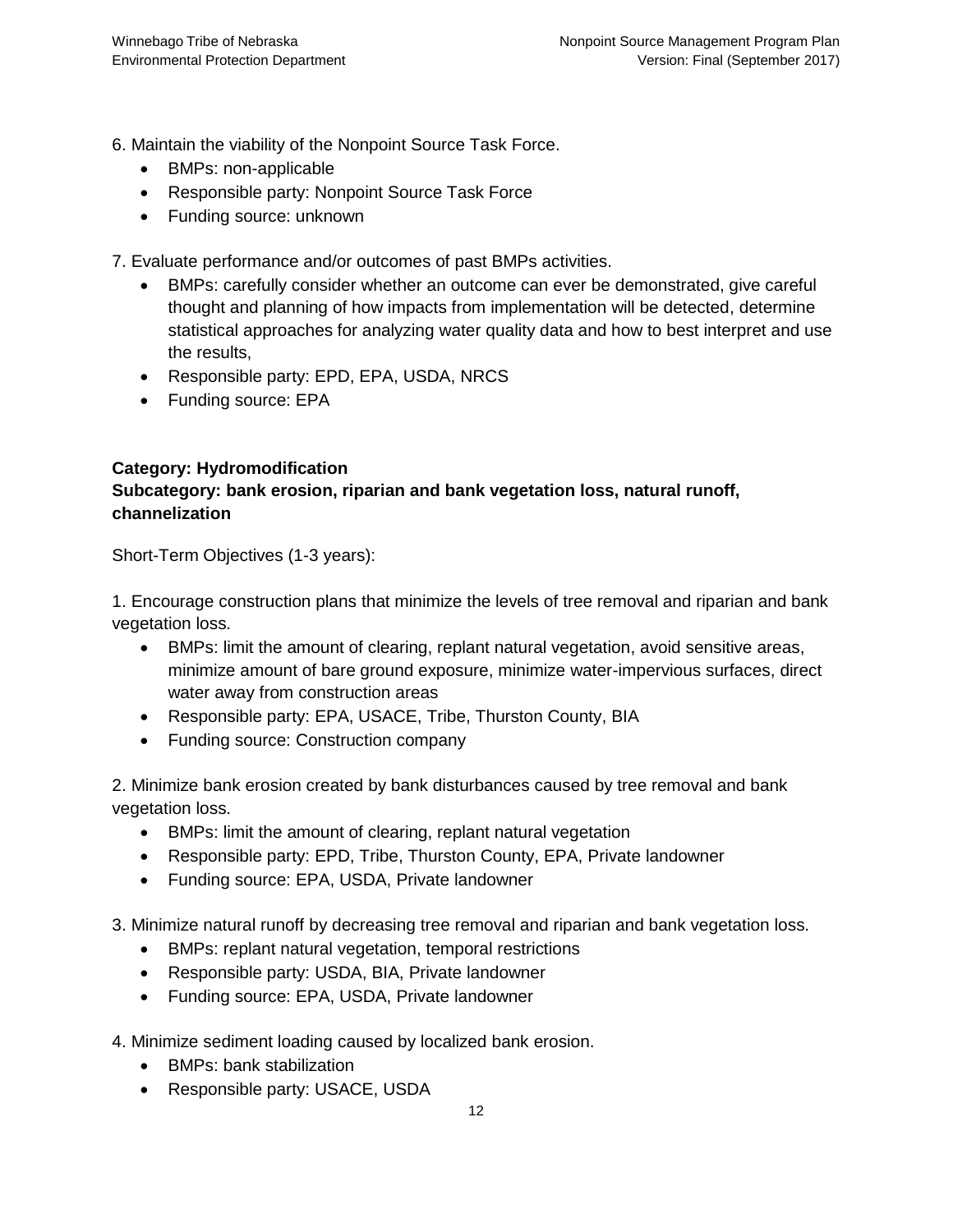6. Maintain the viability of the Nonpoint Source Task Force.

- BMPs: non-applicable
- Responsible party: Nonpoint Source Task Force
- Funding source: unknown

7. Evaluate performance and/or outcomes of past BMPs activities.

- BMPs: carefully consider whether an outcome can ever be demonstrated, give careful thought and planning of how impacts from implementation will be detected, determine statistical approaches for analyzing water quality data and how to best interpret and use the results,
- Responsible party: EPD, EPA, USDA, NRCS
- Funding source: EPA

**Category: Hydromodification**
**Subcategory: bank erosion, riparian and bank vegetation loss, natural runoff, channelization**

Short-Term Objectives (1-3 years):

1. Encourage construction plans that minimize the levels of tree removal and riparian and bank vegetation loss.

- BMPs: limit the amount of clearing, replant natural vegetation, avoid sensitive areas, minimize amount of bare ground exposure, minimize water-impervious surfaces, direct water away from construction areas
- Responsible party: EPA, USACE, Tribe, Thurston County, BIA
- Funding source: Construction company

2. Minimize bank erosion created by bank disturbances caused by tree removal and bank vegetation loss.

- BMPs: limit the amount of clearing, replant natural vegetation
- Responsible party: EPD, Tribe, Thurston County, EPA, Private landowner
- Funding source: EPA, USDA, Private landowner

3. Minimize natural runoff by decreasing tree removal and riparian and bank vegetation loss.

- BMPs: replant natural vegetation, temporal restrictions
- Responsible party: USDA, BIA, Private landowner
- Funding source: EPA, USDA, Private landowner

4. Minimize sediment loading caused by localized bank erosion.

- BMPs: bank stabilization
- Responsible party: USACE, USDA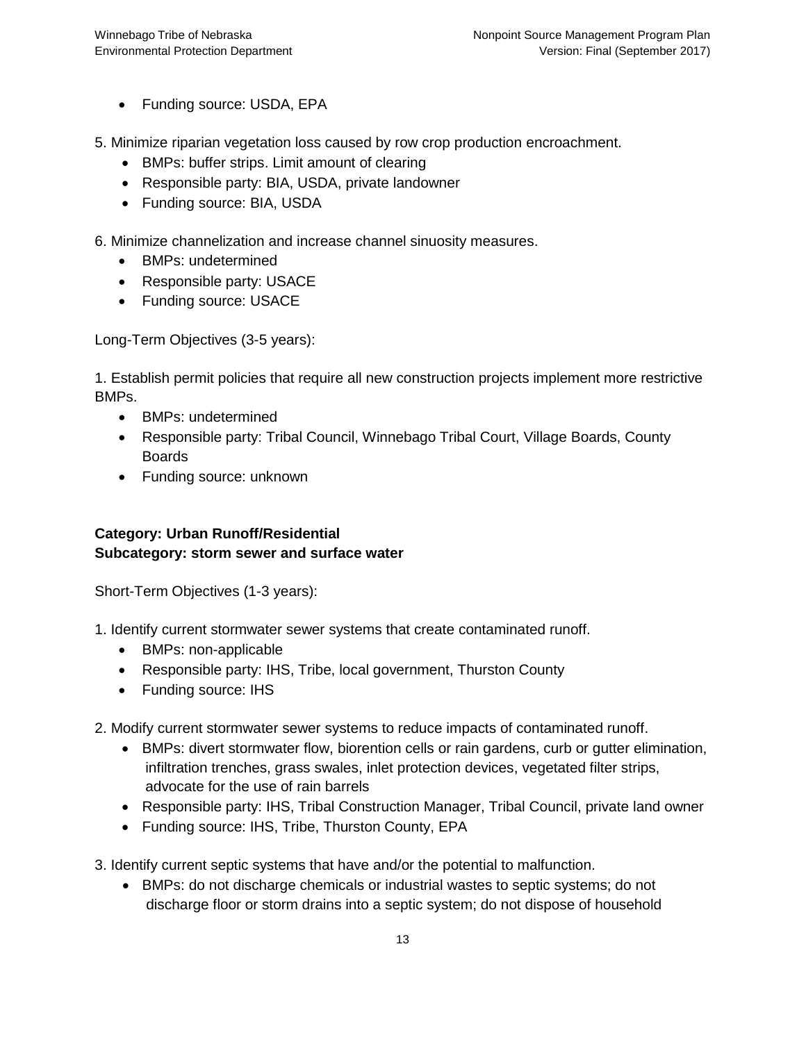- Funding source: USDA, EPA

5. Minimize riparian vegetation loss caused by row crop production encroachment.
    - BMPs: buffer strips. Limit amount of clearing
    - Responsible party: BIA, USDA, private landowner
    - Funding source: BIA, USDA

6. Minimize channelization and increase channel sinuosity measures.
    - BMPs: undetermined
    - Responsible party: USACE
    - Funding source: USACE

Long-Term Objectives (3-5 years):

1. Establish permit policies that require all new construction projects implement more restrictive BMPs.
    - BMPs: undetermined
    - Responsible party: Tribal Council, Winnebago Tribal Court, Village Boards, County Boards
    - Funding source: unknown

**Category: Urban Runoff/Residential**
**Subcategory: storm sewer and surface water**

Short-Term Objectives (1-3 years):

1. Identify current stormwater sewer systems that create contaminated runoff.
    - BMPs: non-applicable
    - Responsible party: IHS, Tribe, local government, Thurston County
    - Funding source: IHS

2. Modify current stormwater sewer systems to reduce impacts of contaminated runoff.
    - BMPs: divert stormwater flow, biorention cells or rain gardens, curb or gutter elimination, infiltration trenches, grass swales, inlet protection devices, vegetated filter strips, advocate for the use of rain barrels
    - Responsible party: IHS, Tribal Construction Manager, Tribal Council, private land owner
    - Funding source: IHS, Tribe, Thurston County, EPA

3. Identify current septic systems that have and/or the potential to malfunction.
    - BMPs: do not discharge chemicals or industrial wastes to septic systems; do not discharge floor or storm drains into a septic system; do not dispose of household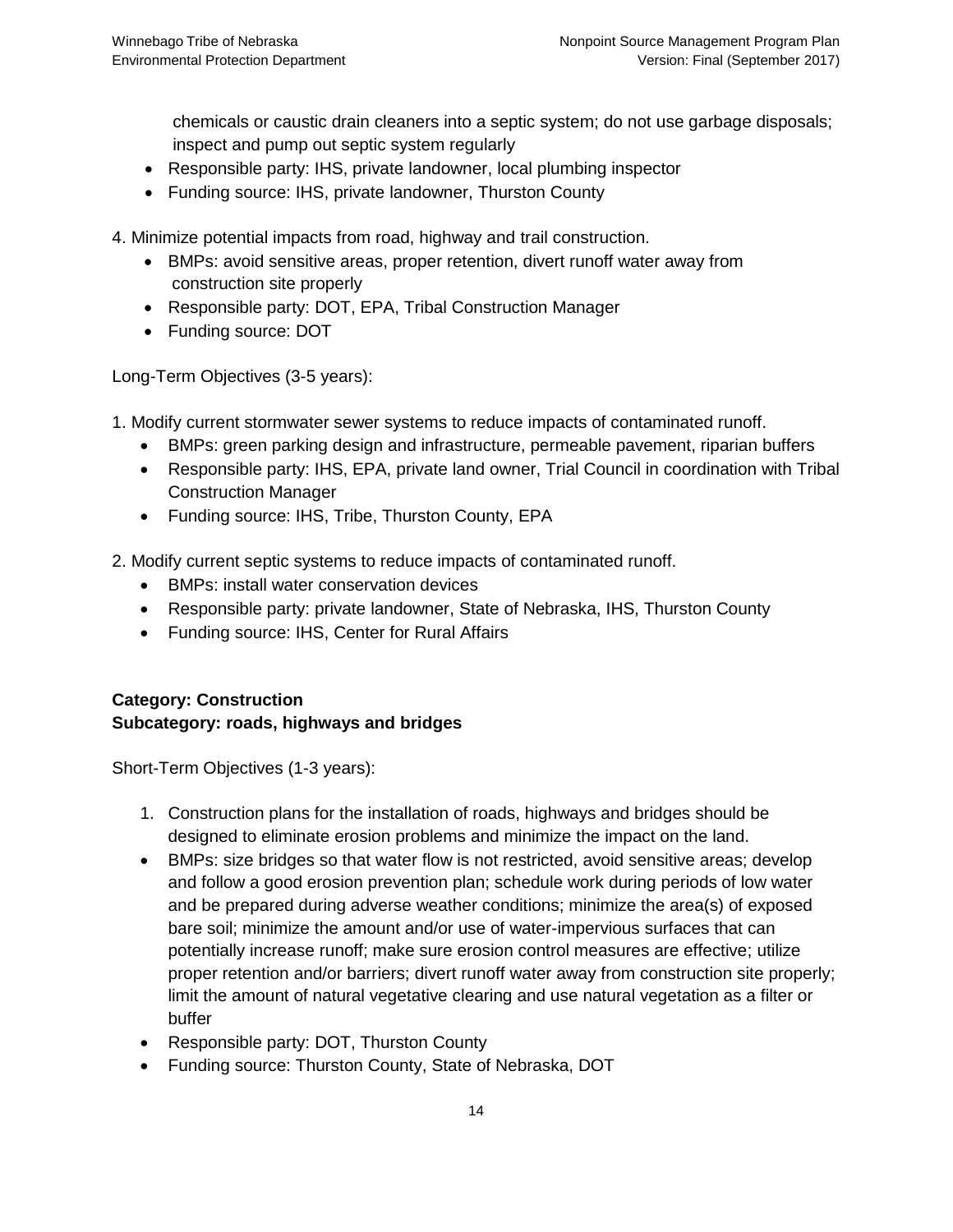chemicals or caustic drain cleaners into a septic system; do not use garbage disposals; inspect and pump out septic system regularly
- Responsible party: IHS, private landowner, local plumbing inspector
- Funding source: IHS, private landowner, Thurston County

4. Minimize potential impacts from road, highway and trail construction.
   - BMPs: avoid sensitive areas, proper retention, divert runoff water away from construction site properly
   - Responsible party: DOT, EPA, Tribal Construction Manager
   - Funding source: DOT

Long-Term Objectives (3-5 years):

1. Modify current stormwater sewer systems to reduce impacts of contaminated runoff.
   - BMPs: green parking design and infrastructure, permeable pavement, riparian buffers
   - Responsible party: IHS, EPA, private land owner, Trial Council in coordination with Tribal Construction Manager
   - Funding source: IHS, Tribe, Thurston County, EPA

2. Modify current septic systems to reduce impacts of contaminated runoff.
   - BMPs: install water conservation devices
   - Responsible party: private landowner, State of Nebraska, IHS, Thurston County
   - Funding source: IHS, Center for Rural Affairs

**Category: Construction**
**Subcategory: roads, highways and bridges**

Short-Term Objectives (1-3 years):

1. Construction plans for the installation of roads, highways and bridges should be designed to eliminate erosion problems and minimize the impact on the land.
   - BMPs: size bridges so that water flow is not restricted, avoid sensitive areas; develop and follow a good erosion prevention plan; schedule work during periods of low water and be prepared during adverse weather conditions; minimize the area(s) of exposed bare soil; minimize the amount and/or use of water-impervious surfaces that can potentially increase runoff; make sure erosion control measures are effective; utilize proper retention and/or barriers; divert runoff water away from construction site properly; limit the amount of natural vegetative clearing and use natural vegetation as a filter or buffer
   - Responsible party: DOT, Thurston County
   - Funding source: Thurston County, State of Nebraska, DOT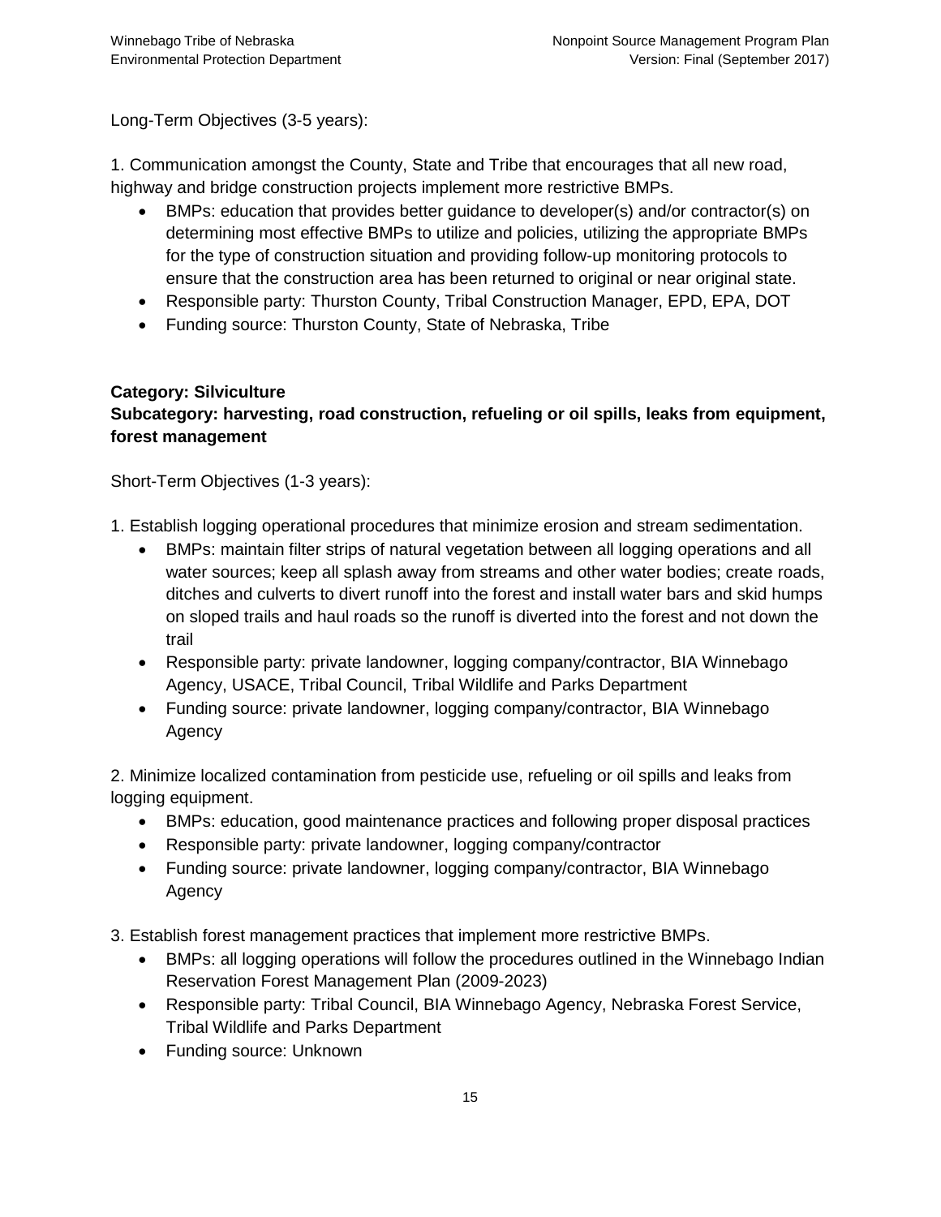Long-Term Objectives (3-5 years):

1. Communication amongst the County, State and Tribe that encourages that all new road, highway and bridge construction projects implement more restrictive BMPs.
    - BMPs: education that provides better guidance to developer(s) and/or contractor(s) on determining most effective BMPs to utilize and policies, utilizing the appropriate BMPs for the type of construction situation and providing follow-up monitoring protocols to ensure that the construction area has been returned to original or near original state.
    - Responsible party: Thurston County, Tribal Construction Manager, EPD, EPA, DOT
    - Funding source: Thurston County, State of Nebraska, Tribe

**Category: Silviculture**
**Subcategory: harvesting, road construction, refueling or oil spills, leaks from equipment, forest management**

Short-Term Objectives (1-3 years):

1. Establish logging operational procedures that minimize erosion and stream sedimentation.
    - BMPs: maintain filter strips of natural vegetation between all logging operations and all water sources; keep all splash away from streams and other water bodies; create roads, ditches and culverts to divert runoff into the forest and install water bars and skid humps on sloped trails and haul roads so the runoff is diverted into the forest and not down the trail
    - Responsible party: private landowner, logging company/contractor, BIA Winnebago Agency, USACE, Tribal Council, Tribal Wildlife and Parks Department
    - Funding source: private landowner, logging company/contractor, BIA Winnebago Agency

2. Minimize localized contamination from pesticide use, refueling or oil spills and leaks from logging equipment.
    - BMPs: education, good maintenance practices and following proper disposal practices
    - Responsible party: private landowner, logging company/contractor
    - Funding source: private landowner, logging company/contractor, BIA Winnebago Agency

3. Establish forest management practices that implement more restrictive BMPs.
    - BMPs: all logging operations will follow the procedures outlined in the Winnebago Indian Reservation Forest Management Plan (2009-2023)
    - Responsible party: Tribal Council, BIA Winnebago Agency, Nebraska Forest Service, Tribal Wildlife and Parks Department
    - Funding source: Unknown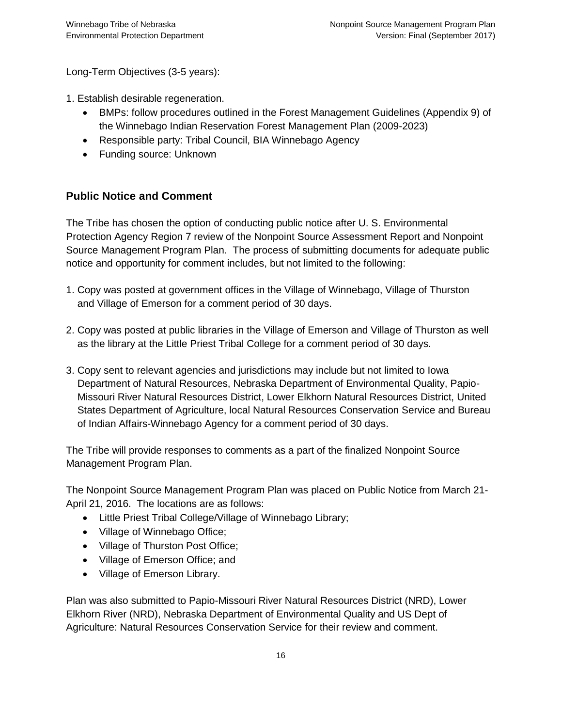Long-Term Objectives (3-5 years):

1. Establish desirable regeneration.
   - BMPs: follow procedures outlined in the Forest Management Guidelines (Appendix 9) of the Winnebago Indian Reservation Forest Management Plan (2009-2023)
   - Responsible party: Tribal Council, BIA Winnebago Agency
   - Funding source: Unknown

## Public Notice and Comment

The Tribe has chosen the option of conducting public notice after U. S. Environmental Protection Agency Region 7 review of the Nonpoint Source Assessment Report and Nonpoint Source Management Program Plan. The process of submitting documents for adequate public notice and opportunity for comment includes, but not limited to the following:

1. Copy was posted at government offices in the Village of Winnebago, Village of Thurston and Village of Emerson for a comment period of 30 days.

2. Copy was posted at public libraries in the Village of Emerson and Village of Thurston as well as the library at the Little Priest Tribal College for a comment period of 30 days.

3. Copy sent to relevant agencies and jurisdictions may include but not limited to Iowa Department of Natural Resources, Nebraska Department of Environmental Quality, Papio-Missouri River Natural Resources District, Lower Elkhorn Natural Resources District, United States Department of Agriculture, local Natural Resources Conservation Service and Bureau of Indian Affairs-Winnebago Agency for a comment period of 30 days.

The Tribe will provide responses to comments as a part of the finalized Nonpoint Source Management Program Plan.

The Nonpoint Source Management Program Plan was placed on Public Notice from March 21-April 21, 2016. The locations are as follows:

- Little Priest Tribal College/Village of Winnebago Library;
- Village of Winnebago Office;
- Village of Thurston Post Office;
- Village of Emerson Office; and
- Village of Emerson Library.

Plan was also submitted to Papio-Missouri River Natural Resources District (NRD), Lower Elkhorn River (NRD), Nebraska Department of Environmental Quality and US Dept of Agriculture: Natural Resources Conservation Service for their review and comment.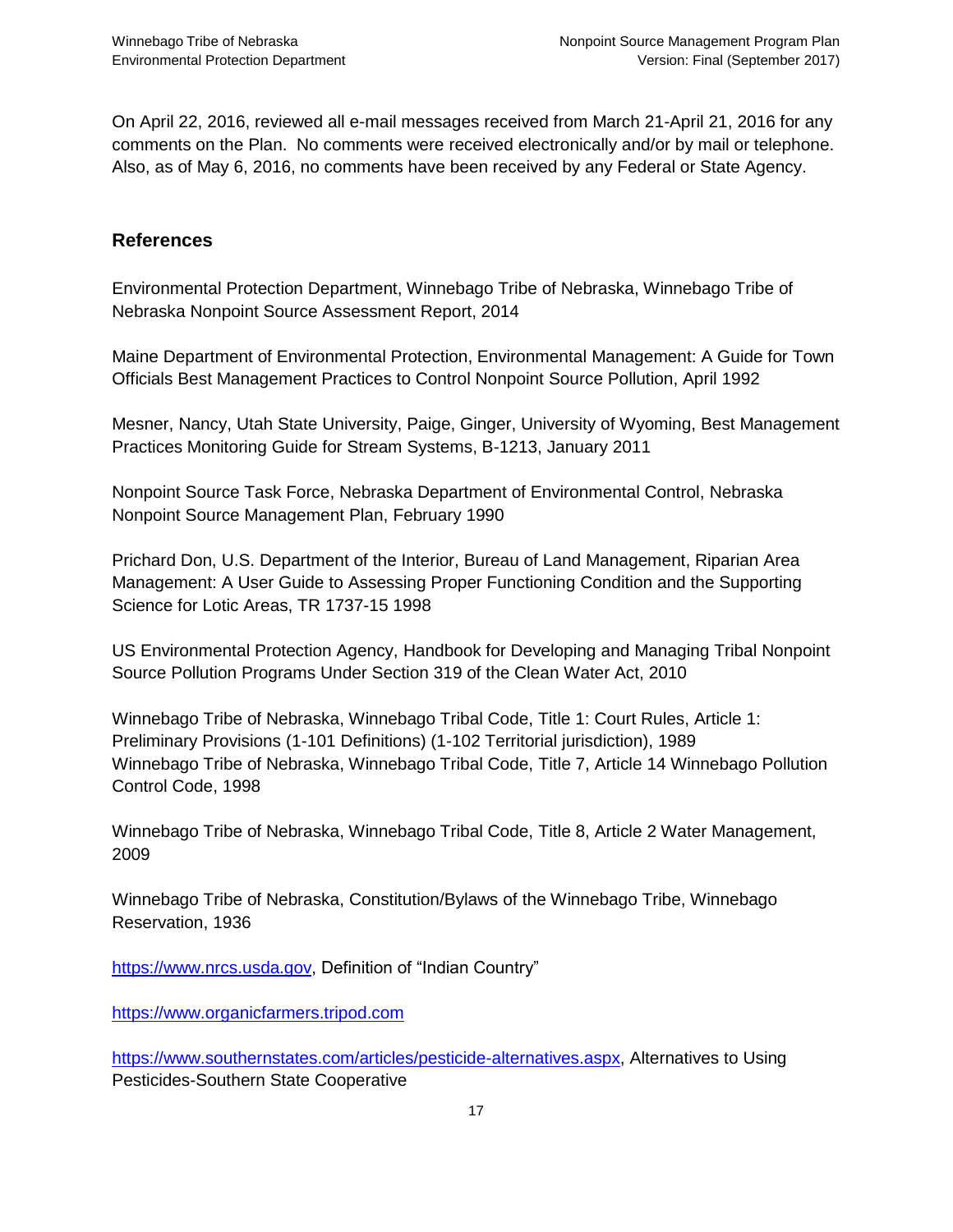On April 22, 2016, reviewed all e-mail messages received from March 21-April 21, 2016 for any comments on the Plan. No comments were received electronically and/or by mail or telephone. Also, as of May 6, 2016, no comments have been received by any Federal or State Agency.

## References

Environmental Protection Department, Winnebago Tribe of Nebraska, Winnebago Tribe of Nebraska Nonpoint Source Assessment Report, 2014

Maine Department of Environmental Protection, Environmental Management: A Guide for Town Officials Best Management Practices to Control Nonpoint Source Pollution, April 1992

Mesner, Nancy, Utah State University, Paige, Ginger, University of Wyoming, Best Management Practices Monitoring Guide for Stream Systems, B-1213, January 2011

Nonpoint Source Task Force, Nebraska Department of Environmental Control, Nebraska Nonpoint Source Management Plan, February 1990

Prichard Don, U.S. Department of the Interior, Bureau of Land Management, Riparian Area Management: A User Guide to Assessing Proper Functioning Condition and the Supporting Science for Lotic Areas, TR 1737-15 1998

US Environmental Protection Agency, Handbook for Developing and Managing Tribal Nonpoint Source Pollution Programs Under Section 319 of the Clean Water Act, 2010

Winnebago Tribe of Nebraska, Winnebago Tribal Code, Title 1: Court Rules, Article 1: Preliminary Provisions (1-101 Definitions) (1-102 Territorial jurisdiction), 1989
Winnebago Tribe of Nebraska, Winnebago Tribal Code, Title 7, Article 14 Winnebago Pollution Control Code, 1998

Winnebago Tribe of Nebraska, Winnebago Tribal Code, Title 8, Article 2 Water Management, 2009

Winnebago Tribe of Nebraska, Constitution/Bylaws of the Winnebago Tribe, Winnebago Reservation, 1936

https://www.nrcs.usda.gov, Definition of "Indian Country"

https://www.organicfarmers.tripod.com

https://www.southernstates.com/articles/pesticide-alternatives.aspx, Alternatives to Using Pesticides-Southern State Cooperative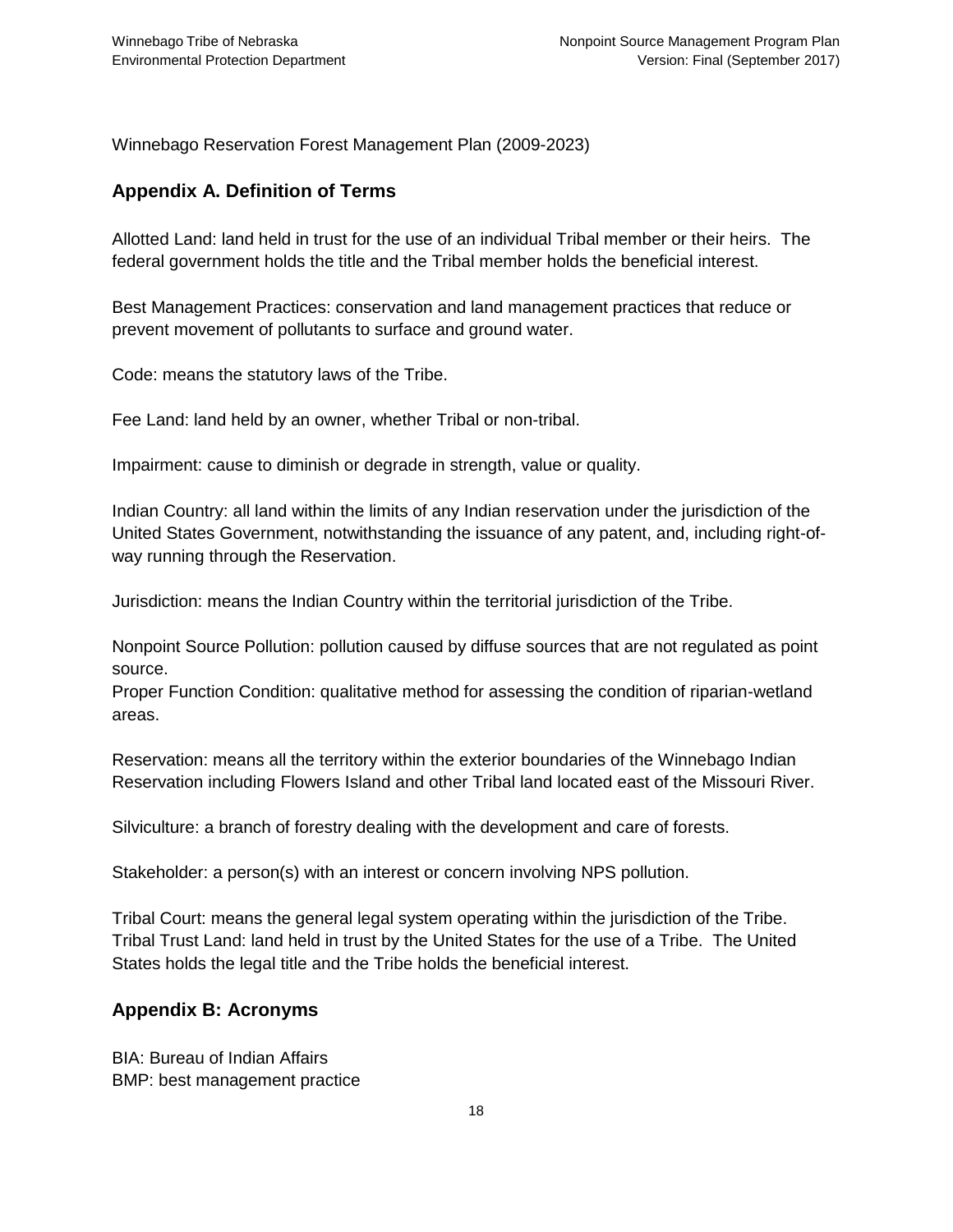Winnebago Reservation Forest Management Plan (2009-2023)

## Appendix A. Definition of Terms

Allotted Land: land held in trust for the use of an individual Tribal member or their heirs. The federal government holds the title and the Tribal member holds the beneficial interest.

Best Management Practices: conservation and land management practices that reduce or prevent movement of pollutants to surface and ground water.

Code: means the statutory laws of the Tribe.

Fee Land: land held by an owner, whether Tribal or non-tribal.

Impairment: cause to diminish or degrade in strength, value or quality.

Indian Country: all land within the limits of any Indian reservation under the jurisdiction of the United States Government, notwithstanding the issuance of any patent, and, including right-of-way running through the Reservation.

Jurisdiction: means the Indian Country within the territorial jurisdiction of the Tribe.

Nonpoint Source Pollution: pollution caused by diffuse sources that are not regulated as point source.
Proper Function Condition: qualitative method for assessing the condition of riparian-wetland areas.

Reservation: means all the territory within the exterior boundaries of the Winnebago Indian Reservation including Flowers Island and other Tribal land located east of the Missouri River.

Silviculture: a branch of forestry dealing with the development and care of forests.

Stakeholder: a person(s) with an interest or concern involving NPS pollution.

Tribal Court: means the general legal system operating within the jurisdiction of the Tribe.
Tribal Trust Land: land held in trust by the United States for the use of a Tribe. The United States holds the legal title and the Tribe holds the beneficial interest.

## Appendix B: Acronyms

BIA: Bureau of Indian Affairs
BMP: best management practice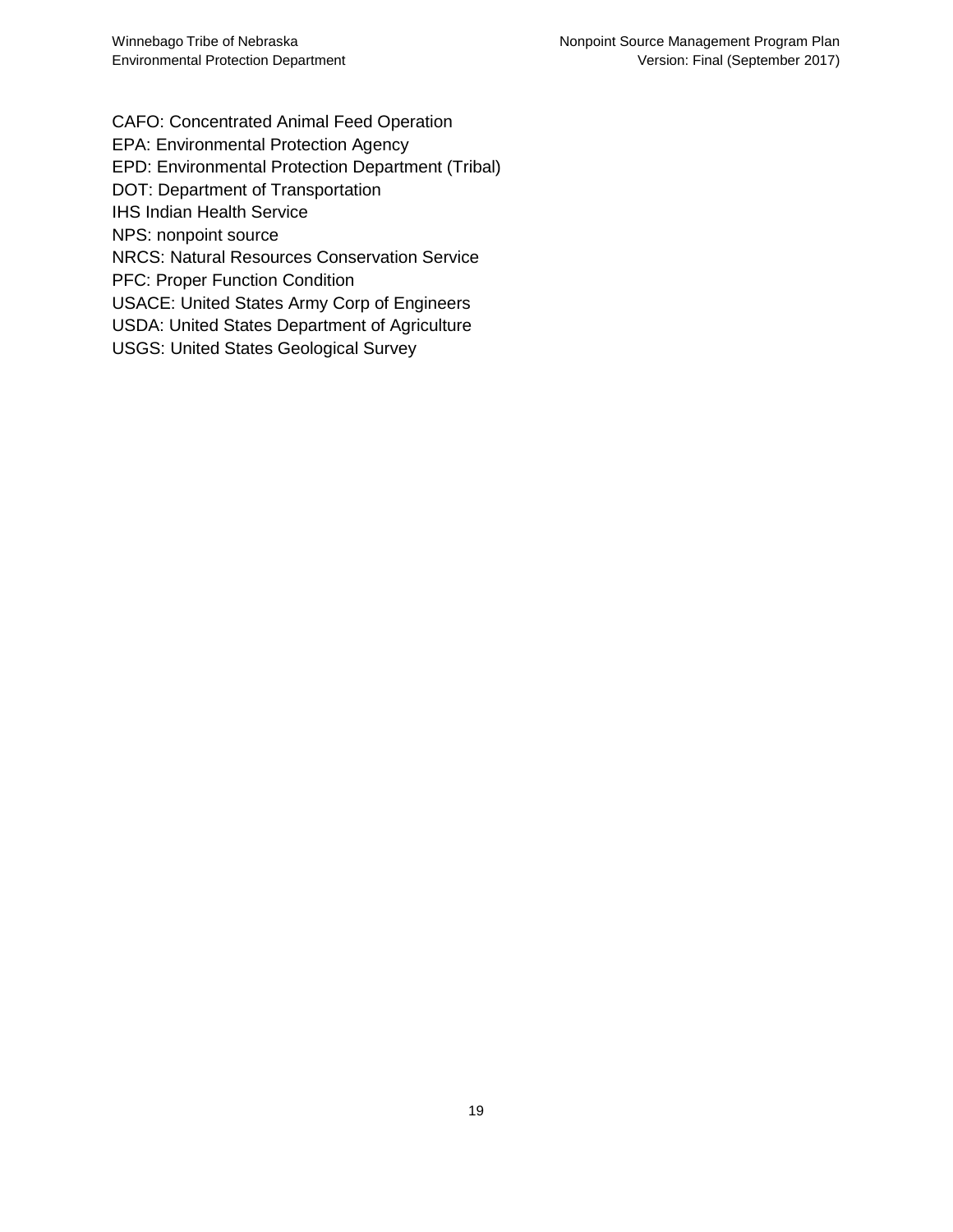CAFO: Concentrated Animal Feed Operation
EPA: Environmental Protection Agency
EPD: Environmental Protection Department (Tribal)
DOT: Department of Transportation
IHS Indian Health Service
NPS: nonpoint source
NRCS: Natural Resources Conservation Service
PFC: Proper Function Condition
USACE: United States Army Corp of Engineers
USDA: United States Department of Agriculture
USGS: United States Geological Survey